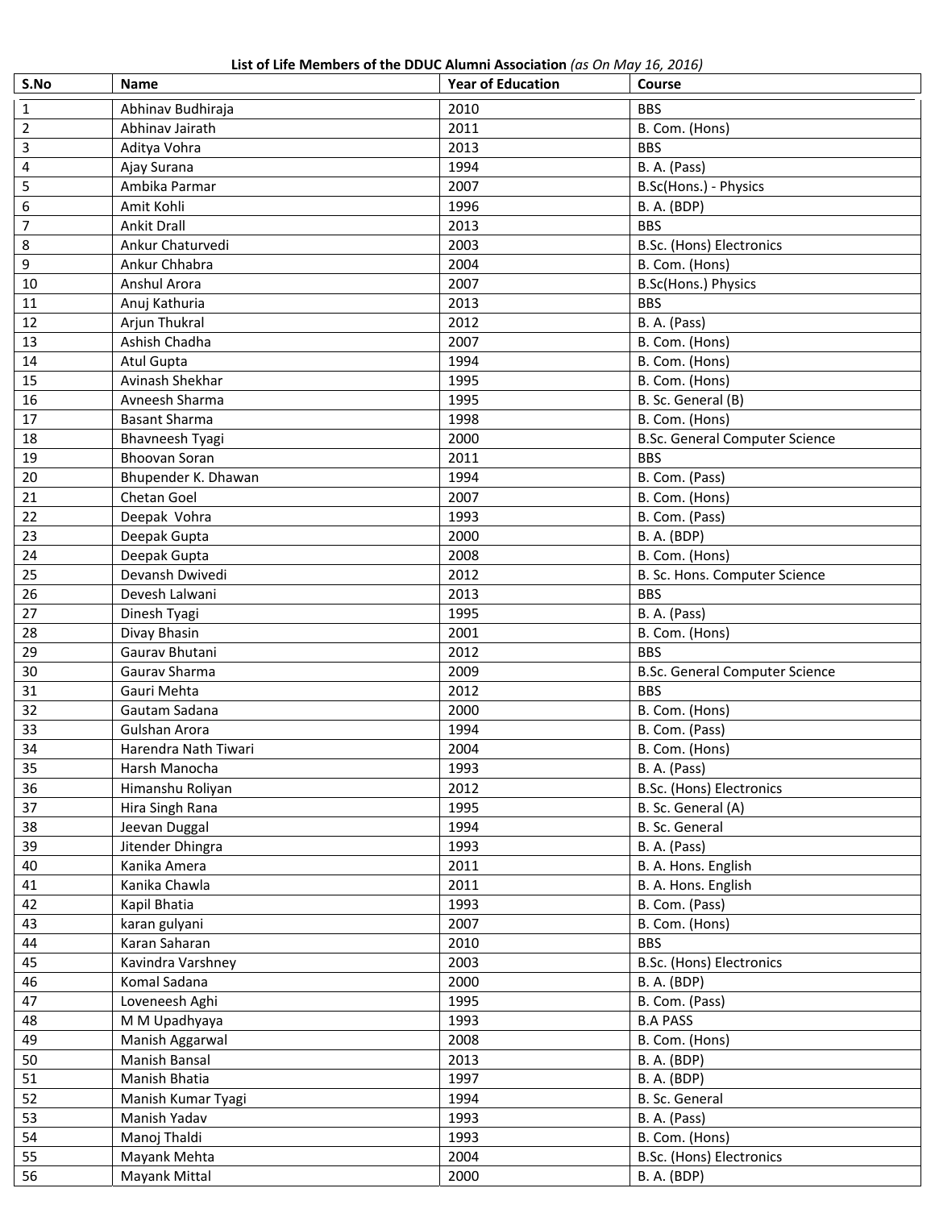**List of Life Members of the DDUC Alumni Association** *(as On May 16, 2016)*

| S.No | Name | Year of Education | Course |
|---|---|---|---|
| 1 | Abhinav Budhiraja | 2010 | BBS |
| 2 | Abhinav Jairath | 2011 | B. Com. (Hons) |
| 3 | Aditya Vohra | 2013 | BBS |
| 4 | Ajay Surana | 1994 | B. A. (Pass) |
| 5 | Ambika Parmar | 2007 | B.Sc(Hons.) - Physics |
| 6 | Amit Kohli | 1996 | B. A. (BDP) |
| 7 | Ankit Drall | 2013 | BBS |
| 8 | Ankur Chaturvedi | 2003 | B.Sc. (Hons) Electronics |
| 9 | Ankur Chhabra | 2004 | B. Com. (Hons) |
| 10 | Anshul Arora | 2007 | B.Sc(Hons.) Physics |
| 11 | Anuj Kathuria | 2013 | BBS |
| 12 | Arjun Thukral | 2012 | B. A. (Pass) |
| 13 | Ashish Chadha | 2007 | B. Com. (Hons) |
| 14 | Atul Gupta | 1994 | B. Com. (Hons) |
| 15 | Avinash Shekhar | 1995 | B. Com. (Hons) |
| 16 | Avneesh Sharma | 1995 | B. Sc. General (B) |
| 17 | Basant Sharma | 1998 | B. Com. (Hons) |
| 18 | Bhavneesh Tyagi | 2000 | B.Sc. General Computer Science |
| 19 | Bhoovan Soran | 2011 | BBS |
| 20 | Bhupender K. Dhawan | 1994 | B. Com. (Pass) |
| 21 | Chetan Goel | 2007 | B. Com. (Hons) |
| 22 | Deepak Vohra | 1993 | B. Com. (Pass) |
| 23 | Deepak Gupta | 2000 | B. A. (BDP) |
| 24 | Deepak Gupta | 2008 | B. Com. (Hons) |
| 25 | Devansh Dwivedi | 2012 | B. Sc. Hons. Computer Science |
| 26 | Devesh Lalwani | 2013 | BBS |
| 27 | Dinesh Tyagi | 1995 | B. A. (Pass) |
| 28 | Divay Bhasin | 2001 | B. Com. (Hons) |
| 29 | Gaurav Bhutani | 2012 | BBS |
| 30 | Gaurav Sharma | 2009 | B.Sc. General Computer Science |
| 31 | Gauri Mehta | 2012 | BBS |
| 32 | Gautam Sadana | 2000 | B. Com. (Hons) |
| 33 | Gulshan Arora | 1994 | B. Com. (Pass) |
| 34 | Harendra Nath Tiwari | 2004 | B. Com. (Hons) |
| 35 | Harsh Manocha | 1993 | B. A. (Pass) |
| 36 | Himanshu Roliyan | 2012 | B.Sc. (Hons) Electronics |
| 37 | Hira Singh Rana | 1995 | B. Sc. General (A) |
| 38 | Jeevan Duggal | 1994 | B. Sc. General |
| 39 | Jitender Dhingra | 1993 | B. A. (Pass) |
| 40 | Kanika Amera | 2011 | B. A. Hons. English |
| 41 | Kanika Chawla | 2011 | B. A. Hons. English |
| 42 | Kapil Bhatia | 1993 | B. Com. (Pass) |
| 43 | karan gulyani | 2007 | B. Com. (Hons) |
| 44 | Karan Saharan | 2010 | BBS |
| 45 | Kavindra Varshney | 2003 | B.Sc. (Hons) Electronics |
| 46 | Komal Sadana | 2000 | B. A. (BDP) |
| 47 | Loveneesh Aghi | 1995 | B. Com. (Pass) |
| 48 | M M Upadhyaya | 1993 | B.A PASS |
| 49 | Manish Aggarwal | 2008 | B. Com. (Hons) |
| 50 | Manish Bansal | 2013 | B. A. (BDP) |
| 51 | Manish Bhatia | 1997 | B. A. (BDP) |
| 52 | Manish Kumar Tyagi | 1994 | B. Sc. General |
| 53 | Manish Yadav | 1993 | B. A. (Pass) |
| 54 | Manoj Thaldi | 1993 | B. Com. (Hons) |
| 55 | Mayank Mehta | 2004 | B.Sc. (Hons) Electronics |
| 56 | Mayank Mittal | 2000 | B. A. (BDP) |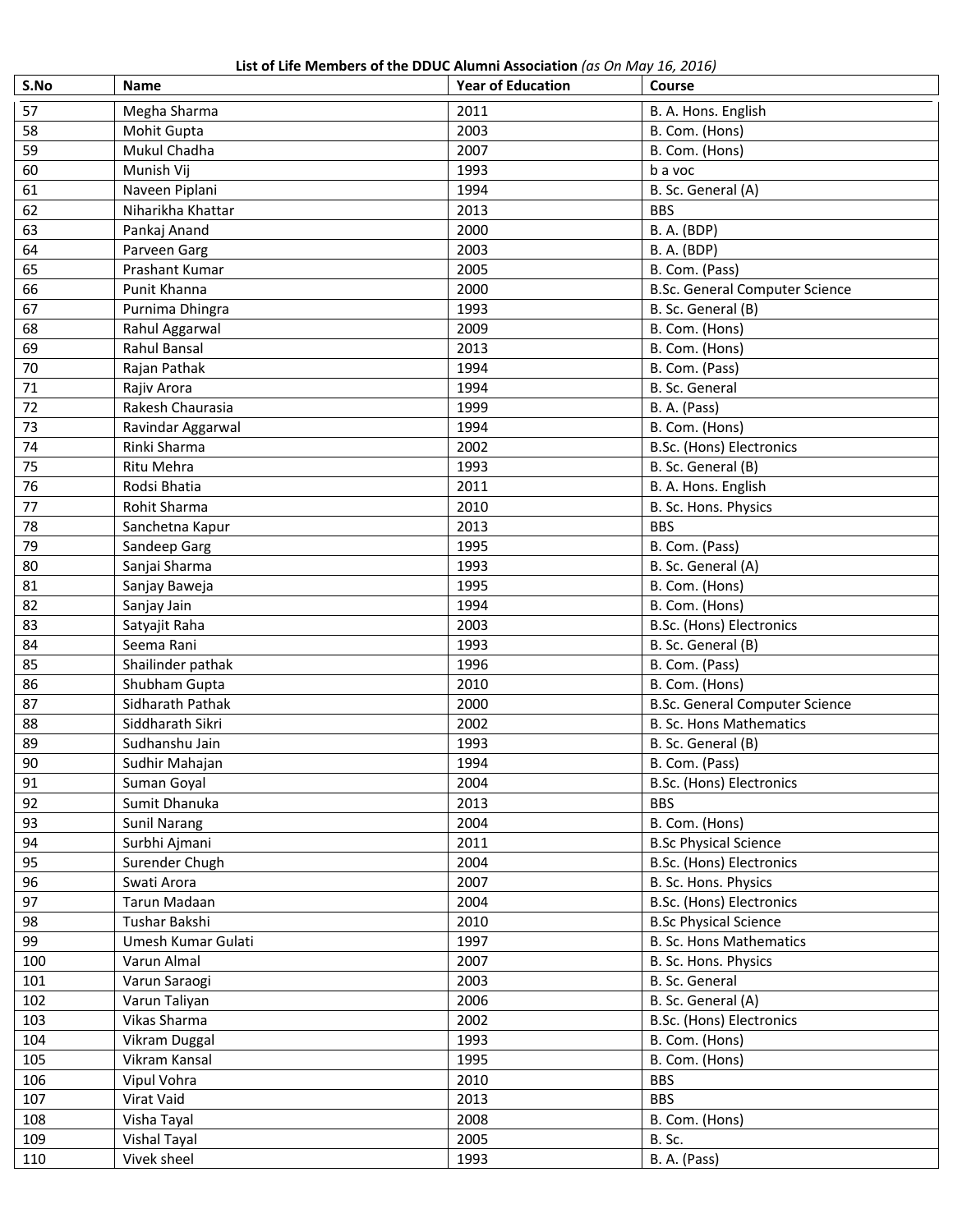**List of Life Members of the DDUC Alumni Association** *(as On May 16, 2016)*

| S.No | Name | Year of Education | Course |
|---|---|---|---|
| 57 | Megha Sharma | 2011 | B. A. Hons. English |
| 58 | Mohit Gupta | 2003 | B. Com. (Hons) |
| 59 | Mukul Chadha | 2007 | B. Com. (Hons) |
| 60 | Munish Vij | 1993 | b a voc |
| 61 | Naveen Piplani | 1994 | B. Sc. General (A) |
| 62 | Niharikha Khattar | 2013 | BBS |
| 63 | Pankaj Anand | 2000 | B. A. (BDP) |
| 64 | Parveen Garg | 2003 | B. A. (BDP) |
| 65 | Prashant Kumar | 2005 | B. Com. (Pass) |
| 66 | Punit Khanna | 2000 | B.Sc. General Computer Science |
| 67 | Purnima Dhingra | 1993 | B. Sc. General (B) |
| 68 | Rahul Aggarwal | 2009 | B. Com. (Hons) |
| 69 | Rahul Bansal | 2013 | B. Com. (Hons) |
| 70 | Rajan Pathak | 1994 | B. Com. (Pass) |
| 71 | Rajiv Arora | 1994 | B. Sc. General |
| 72 | Rakesh Chaurasia | 1999 | B. A. (Pass) |
| 73 | Ravindar Aggarwal | 1994 | B. Com. (Hons) |
| 74 | Rinki Sharma | 2002 | B.Sc. (Hons) Electronics |
| 75 | Ritu Mehra | 1993 | B. Sc. General (B) |
| 76 | Rodsi Bhatia | 2011 | B. A. Hons. English |
| 77 | Rohit Sharma | 2010 | B. Sc. Hons. Physics |
| 78 | Sanchetna Kapur | 2013 | BBS |
| 79 | Sandeep Garg | 1995 | B. Com. (Pass) |
| 80 | Sanjai Sharma | 1993 | B. Sc. General (A) |
| 81 | Sanjay Baweja | 1995 | B. Com. (Hons) |
| 82 | Sanjay Jain | 1994 | B. Com. (Hons) |
| 83 | Satyajit Raha | 2003 | B.Sc. (Hons) Electronics |
| 84 | Seema Rani | 1993 | B. Sc. General (B) |
| 85 | Shailinder pathak | 1996 | B. Com. (Pass) |
| 86 | Shubham Gupta | 2010 | B. Com. (Hons) |
| 87 | Sidharath Pathak | 2000 | B.Sc. General Computer Science |
| 88 | Siddharath Sikri | 2002 | B. Sc. Hons Mathematics |
| 89 | Sudhanshu Jain | 1993 | B. Sc. General (B) |
| 90 | Sudhir Mahajan | 1994 | B. Com. (Pass) |
| 91 | Suman Goyal | 2004 | B.Sc. (Hons) Electronics |
| 92 | Sumit Dhanuka | 2013 | BBS |
| 93 | Sunil Narang | 2004 | B. Com. (Hons) |
| 94 | Surbhi Ajmani | 2011 | B.Sc Physical Science |
| 95 | Surender Chugh | 2004 | B.Sc. (Hons) Electronics |
| 96 | Swati Arora | 2007 | B. Sc. Hons. Physics |
| 97 | Tarun Madaan | 2004 | B.Sc. (Hons) Electronics |
| 98 | Tushar Bakshi | 2010 | B.Sc Physical Science |
| 99 | Umesh Kumar Gulati | 1997 | B. Sc. Hons Mathematics |
| 100 | Varun Almal | 2007 | B. Sc. Hons. Physics |
| 101 | Varun Saraogi | 2003 | B. Sc. General |
| 102 | Varun Taliyan | 2006 | B. Sc. General (A) |
| 103 | Vikas Sharma | 2002 | B.Sc. (Hons) Electronics |
| 104 | Vikram Duggal | 1993 | B. Com. (Hons) |
| 105 | Vikram Kansal | 1995 | B. Com. (Hons) |
| 106 | Vipul Vohra | 2010 | BBS |
| 107 | Virat Vaid | 2013 | BBS |
| 108 | Visha Tayal | 2008 | B. Com. (Hons) |
| 109 | Vishal Tayal | 2005 | B. Sc. |
| 110 | Vivek sheel | 1993 | B. A. (Pass) |